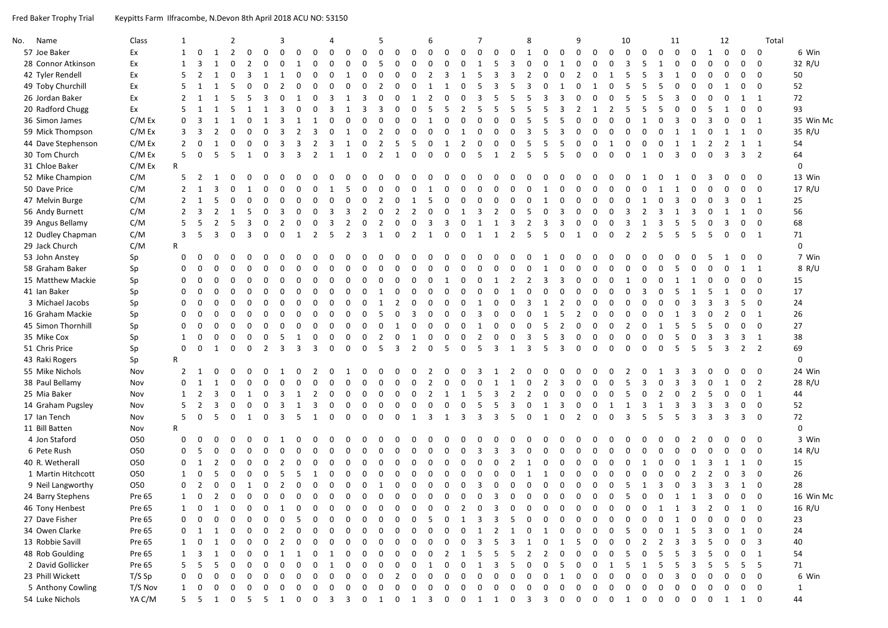Fred Baker Trophy Trial    Keypitts Farm Ilfracombe, N.Devon 8th April 2018 ACU NO: 53150

| No. | Name | Class | 1 | | | 2 | | | 3 | | | 4 | | | 5 | | | 6 | | | 7 | | | 8 | | | 9 | | | 10 | | | 11 | | | 12 | | | Total |
|---|---|---|---|---|---|---|---|---|---|---|---|---|---|---|---|---|---|---|---|---|---|---|---|---|---|---|---|---|---|---|---|---|---|---|---|---|---|---|---|
| 57 | Joe Baker | Ex | 1 | 0 | 1 | 2 | 0 | 0 | 0 | 0 | 0 | 0 | 0 | 0 | 0 | 0 | 0 | 0 | 0 | 0 | 0 | 0 | 0 | 1 | 0 | 0 | 0 | 0 | 0 | 0 | 0 | 0 | 0 | 0 | 1 | 0 | 0 | 0 | 6 Win |
| 28 | Connor Atkinson | Ex | 1 | 3 | 1 | 0 | 2 | 0 | 0 | 1 | 0 | 0 | 0 | 0 | 5 | 0 | 0 | 0 | 0 | 0 | 1 | 5 | 3 | 0 | 0 | 1 | 0 | 0 | 0 | 3 | 5 | 1 | 0 | 0 | 0 | 0 | 0 | 0 | 32 R/U |
| 42 | Tyler Rendell | Ex | 5 | 2 | 1 | 0 | 3 | 1 | 1 | 0 | 0 | 0 | 1 | 0 | 0 | 0 | 0 | 2 | 3 | 1 | 5 | 3 | 3 | 2 | 0 | 0 | 2 | 0 | 1 | 5 | 5 | 3 | 1 | 0 | 0 | 0 | 0 | 0 | 50 |
| 49 | Toby Churchill | Ex | 5 | 1 | 1 | 5 | 0 | 0 | 2 | 0 | 0 | 0 | 0 | 0 | 2 | 0 | 0 | 1 | 1 | 0 | 5 | 3 | 5 | 3 | 0 | 1 | 0 | 1 | 0 | 5 | 5 | 5 | 0 | 0 | 0 | 1 | 0 | 0 | 52 |
| 26 | Jordan Baker | Ex | 2 | 1 | 1 | 5 | 5 | 3 | 0 | 1 | 0 | 3 | 1 | 3 | 0 | 0 | 1 | 2 | 0 | 0 | 3 | 5 | 5 | 5 | 3 | 3 | 0 | 0 | 0 | 5 | 5 | 5 | 3 | 0 | 0 | 0 | 1 | 1 | 72 |
| 20 | Radford Chugg | Ex | 5 | 1 | 1 | 5 | 1 | 1 | 3 | 0 | 0 | 3 | 1 | 3 | 3 | 0 | 0 | 5 | 5 | 2 | 5 | 5 | 5 | 5 | 5 | 3 | 2 | 1 | 2 | 5 | 5 | 5 | 0 | 0 | 5 | 1 | 0 | 0 | 93 |
| 36 | Simon James | C/M Ex | 0 | 3 | 1 | 1 | 0 | 1 | 3 | 1 | 1 | 0 | 0 | 0 | 0 | 0 | 0 | 1 | 0 | 0 | 0 | 0 | 0 | 5 | 5 | 5 | 0 | 0 | 0 | 0 | 1 | 0 | 3 | 0 | 3 | 0 | 0 | 1 | 35 Win Mc |
| 59 | Mick Thompson | C/M Ex | 3 | 3 | 2 | 0 | 0 | 0 | 3 | 2 | 3 | 0 | 1 | 0 | 2 | 0 | 0 | 0 | 0 | 1 | 0 | 0 | 0 | 3 | 5 | 3 | 0 | 0 | 0 | 0 | 0 | 0 | 1 | 1 | 0 | 1 | 1 | 0 | 35 R/U |
| 44 | Dave Stephenson | C/M Ex | 2 | 0 | 1 | 0 | 0 | 0 | 3 | 3 | 2 | 3 | 1 | 0 | 2 | 5 | 5 | 0 | 1 | 2 | 0 | 0 | 0 | 5 | 5 | 5 | 0 | 0 | 1 | 0 | 0 | 0 | 1 | 1 | 2 | 2 | 1 | 1 | 54 |
| 30 | Tom Church | C/M Ex | 5 | 0 | 5 | 5 | 1 | 0 | 3 | 3 | 2 | 1 | 1 | 0 | 2 | 1 | 0 | 0 | 0 | 0 | 5 | 1 | 2 | 5 | 5 | 5 | 0 | 0 | 0 | 0 | 1 | 0 | 3 | 0 | 0 | 3 | 3 | 2 | 64 |
| 31 | Chloe Baker | C/M Ex | R | | | | | | | | | | | | | | | | | | | | | | | | | | | | | | | | | | | | 0 |
| 52 | Mike Champion | C/M | 5 | 2 | 1 | 0 | 0 | 0 | 0 | 0 | 0 | 0 | 0 | 0 | 0 | 0 | 0 | 0 | 0 | 0 | 0 | 0 | 0 | 0 | 0 | 0 | 0 | 0 | 0 | 0 | 1 | 0 | 1 | 0 | 3 | 0 | 0 | 0 | 13 Win |
| 50 | Dave Price | C/M | 2 | 1 | 3 | 0 | 1 | 0 | 0 | 0 | 0 | 1 | 5 | 0 | 0 | 0 | 0 | 1 | 0 | 0 | 0 | 0 | 0 | 0 | 1 | 0 | 0 | 0 | 0 | 0 | 0 | 0 | 1 | 1 | 0 | 0 | 0 | 0 | 17 R/U |
| 47 | Melvin Burge | C/M | 2 | 1 | 5 | 0 | 0 | 0 | 0 | 0 | 0 | 0 | 0 | 0 | 2 | 0 | 1 | 5 | 0 | 0 | 0 | 0 | 0 | 0 | 1 | 0 | 0 | 0 | 0 | 0 | 1 | 0 | 3 | 0 | 0 | 3 | 0 | 1 | 25 |
| 56 | Andy Burnett | C/M | 2 | 3 | 2 | 1 | 5 | 0 | 3 | 0 | 0 | 3 | 3 | 2 | 0 | 2 | 2 | 0 | 0 | 1 | 3 | 2 | 0 | 5 | 0 | 3 | 0 | 0 | 0 | 3 | 2 | 3 | 1 | 3 | 0 | 1 | 1 | 0 | 56 |
| 39 | Angus Bellamy | C/M | 5 | 5 | 2 | 5 | 3 | 0 | 2 | 0 | 0 | 3 | 2 | 0 | 2 | 0 | 0 | 3 | 3 | 0 | 1 | 1 | 3 | 2 | 3 | 3 | 0 | 0 | 0 | 3 | 1 | 3 | 5 | 5 | 0 | 3 | 0 | 0 | 68 |
| 12 | Dudley Chapman | C/M | 3 | 5 | 3 | 0 | 3 | 0 | 0 | 1 | 2 | 5 | 2 | 3 | 1 | 0 | 2 | 1 | 0 | 0 | 1 | 1 | 2 | 5 | 5 | 0 | 1 | 0 | 0 | 2 | 2 | 5 | 5 | 5 | 5 | 0 | 0 | 1 | 71 |
| 29 | Jack Church | C/M | R | | | | | | | | | | | | | | | | | | | | | | | | | | | | | | | | | | | | 0 |
| 53 | John Anstey | Sp | 0 | 0 | 0 | 0 | 0 | 0 | 0 | 0 | 0 | 0 | 0 | 0 | 0 | 0 | 0 | 0 | 0 | 0 | 0 | 0 | 0 | 0 | 1 | 0 | 0 | 0 | 0 | 0 | 0 | 0 | 0 | 0 | 0 | 5 | 1 | 0 | 7 Win |
| 58 | Graham Baker | Sp | 0 | 0 | 0 | 0 | 0 | 0 | 0 | 0 | 0 | 0 | 0 | 0 | 0 | 0 | 0 | 0 | 0 | 0 | 0 | 0 | 0 | 0 | 1 | 0 | 0 | 0 | 0 | 0 | 0 | 0 | 0 | 5 | 0 | 0 | 1 | 1 | 8 R/U |
| 15 | Matthew Mackie | Sp | 0 | 0 | 0 | 0 | 0 | 0 | 0 | 0 | 0 | 0 | 0 | 0 | 0 | 0 | 0 | 0 | 0 | 1 | 0 | 1 | 2 | 2 | 3 | 3 | 0 | 0 | 0 | 1 | 0 | 0 | 1 | 1 | 0 | 0 | 0 | 0 | 15 |
| 41 | Ian Baker | Sp | 0 | 0 | 0 | 0 | 0 | 0 | 0 | 0 | 0 | 0 | 0 | 0 | 1 | 0 | 0 | 0 | 0 | 0 | 0 | 0 | 1 | 0 | 0 | 0 | 0 | 0 | 0 | 0 | 0 | 3 | 0 | 5 | 1 | 5 | 1 | 0 | 17 |
| 3 | Michael Jacobs | Sp | 0 | 0 | 0 | 0 | 0 | 0 | 0 | 0 | 0 | 0 | 0 | 0 | 1 | 2 | 0 | 0 | 0 | 0 | 1 | 0 | 0 | 3 | 1 | 2 | 0 | 0 | 0 | 0 | 0 | 0 | 0 | 3 | 3 | 3 | 5 | 0 | 24 |
| 16 | Graham Mackie | Sp | 0 | 0 | 0 | 0 | 0 | 0 | 0 | 0 | 0 | 0 | 0 | 0 | 5 | 0 | 3 | 0 | 0 | 0 | 3 | 0 | 0 | 0 | 1 | 5 | 2 | 0 | 0 | 0 | 0 | 0 | 1 | 3 | 0 | 2 | 0 | 1 | 26 |
| 45 | Simon Thornhill | Sp | 0 | 0 | 0 | 0 | 0 | 0 | 0 | 0 | 0 | 0 | 0 | 0 | 0 | 1 | 0 | 0 | 0 | 0 | 1 | 0 | 0 | 0 | 5 | 2 | 0 | 0 | 0 | 2 | 0 | 1 | 5 | 5 | 5 | 0 | 0 | 0 | 27 |
| 35 | Mike Cox | Sp | 1 | 0 | 0 | 0 | 0 | 0 | 5 | 1 | 0 | 0 | 0 | 0 | 2 | 0 | 1 | 0 | 0 | 0 | 2 | 0 | 0 | 3 | 5 | 3 | 0 | 0 | 0 | 0 | 0 | 0 | 5 | 0 | 3 | 3 | 3 | 1 | 38 |
| 51 | Chris Price | Sp | 0 | 0 | 1 | 0 | 0 | 2 | 3 | 3 | 3 | 0 | 0 | 0 | 5 | 3 | 2 | 0 | 5 | 0 | 5 | 3 | 1 | 3 | 5 | 3 | 0 | 0 | 0 | 0 | 0 | 0 | 5 | 5 | 5 | 3 | 2 | 2 | 69 |
| 43 | Raki Rogers | Sp | R | | | | | | | | | | | | | | | | | | | | | | | | | | | | | | | | | | | | 0 |
| 55 | Mike Nichols | Nov | 2 | 1 | 0 | 0 | 0 | 0 | 1 | 0 | 2 | 0 | 1 | 0 | 0 | 0 | 0 | 2 | 0 | 0 | 3 | 1 | 2 | 0 | 0 | 0 | 0 | 0 | 0 | 2 | 0 | 1 | 3 | 3 | 0 | 0 | 0 | 0 | 24 Win |
| 38 | Paul Bellamy | Nov | 0 | 1 | 1 | 0 | 0 | 0 | 0 | 0 | 0 | 0 | 0 | 0 | 0 | 0 | 0 | 2 | 0 | 0 | 0 | 1 | 1 | 0 | 2 | 3 | 0 | 0 | 0 | 5 | 3 | 0 | 3 | 3 | 0 | 1 | 0 | 2 | 28 R/U |
| 25 | Mia Baker | Nov | 1 | 2 | 3 | 0 | 1 | 0 | 3 | 1 | 2 | 0 | 0 | 0 | 0 | 0 | 0 | 2 | 1 | 1 | 5 | 3 | 2 | 2 | 0 | 0 | 0 | 0 | 0 | 5 | 0 | 2 | 0 | 2 | 5 | 0 | 0 | 1 | 44 |
| 14 | Graham Pugsley | Nov | 5 | 2 | 3 | 0 | 0 | 0 | 3 | 1 | 3 | 0 | 0 | 0 | 0 | 0 | 0 | 0 | 0 | 0 | 5 | 5 | 3 | 0 | 1 | 3 | 0 | 0 | 1 | 1 | 3 | 1 | 3 | 3 | 3 | 3 | 0 | 0 | 52 |
| 17 | Ian Tench | Nov | 5 | 0 | 5 | 0 | 1 | 0 | 3 | 5 | 1 | 0 | 0 | 0 | 0 | 0 | 1 | 3 | 1 | 3 | 3 | 3 | 5 | 0 | 1 | 0 | 2 | 0 | 0 | 3 | 5 | 5 | 5 | 3 | 3 | 3 | 3 | 0 | 72 |
| 11 | Bill Batten | Nov | R | | | | | | | | | | | | | | | | | | | | | | | | | | | | | | | | | | | | 0 |
| 4 | Jon Staford | O50 | 0 | 0 | 0 | 0 | 0 | 0 | 1 | 0 | 0 | 0 | 0 | 0 | 0 | 0 | 0 | 0 | 0 | 0 | 0 | 0 | 0 | 0 | 0 | 0 | 0 | 0 | 0 | 0 | 0 | 0 | 0 | 0 | 2 | 0 | 0 | 0 | 3 Win |
| 6 | Pete Rush | O50 | 0 | 5 | 0 | 0 | 0 | 0 | 0 | 0 | 0 | 0 | 0 | 0 | 0 | 0 | 0 | 0 | 0 | 0 | 3 | 3 | 3 | 0 | 0 | 0 | 0 | 0 | 0 | 0 | 0 | 0 | 0 | 0 | 0 | 0 | 0 | 0 | 14 R/U |
| 40 | R. Wetherall | O50 | 0 | 1 | 2 | 0 | 0 | 0 | 2 | 0 | 0 | 0 | 0 | 0 | 0 | 0 | 0 | 0 | 0 | 0 | 0 | 0 | 2 | 1 | 0 | 0 | 0 | 0 | 0 | 0 | 1 | 0 | 0 | 1 | 3 | 1 | 1 | 0 | 15 |
| 1 | Martin Hitchcott | O50 | 1 | 0 | 5 | 0 | 0 | 0 | 5 | 5 | 1 | 0 | 0 | 0 | 0 | 0 | 0 | 0 | 0 | 0 | 0 | 0 | 0 | 1 | 1 | 0 | 0 | 0 | 0 | 0 | 0 | 0 | 0 | 2 | 2 | 0 | 3 | 0 | 26 |
| 9 | Neil Langworthy | O50 | 0 | 2 | 0 | 0 | 1 | 0 | 2 | 0 | 0 | 0 | 0 | 0 | 1 | 0 | 0 | 0 | 0 | 0 | 3 | 0 | 0 | 0 | 0 | 0 | 0 | 0 | 0 | 5 | 1 | 3 | 0 | 3 | 3 | 3 | 1 | 0 | 28 |
| 24 | Barry Stephens | Pre 65 | 1 | 0 | 2 | 0 | 0 | 0 | 0 | 0 | 0 | 0 | 0 | 0 | 0 | 0 | 0 | 0 | 0 | 0 | 0 | 0 | 3 | 0 | 0 | 0 | 0 | 0 | 0 | 5 | 0 | 0 | 1 | 1 | 3 | 0 | 0 | 0 | 16 Win Mc |
| 46 | Tony Henbest | Pre 65 | 1 | 0 | 1 | 0 | 0 | 0 | 1 | 0 | 0 | 0 | 0 | 0 | 0 | 0 | 0 | 0 | 0 | 0 | 2 | 0 | 3 | 0 | 0 | 0 | 0 | 0 | 0 | 0 | 0 | 0 | 1 | 1 | 3 | 2 | 0 | 1 | 16 R/U |
| 27 | Dave Fisher | Pre 65 | 0 | 0 | 0 | 0 | 0 | 0 | 0 | 0 | 5 | 0 | 0 | 0 | 0 | 0 | 0 | 5 | 0 | 1 | 3 | 3 | 5 | 0 | 0 | 0 | 0 | 0 | 0 | 0 | 0 | 0 | 0 | 1 | 0 | 0 | 0 | 0 | 23 |
| 34 | Owen Clarke | Pre 65 | 0 | 1 | 1 | 0 | 0 | 0 | 2 | 0 | 0 | 0 | 0 | 0 | 0 | 0 | 0 | 0 | 0 | 0 | 1 | 2 | 1 | 0 | 1 | 0 | 0 | 0 | 0 | 5 | 0 | 0 | 1 | 5 | 3 | 0 | 1 | 0 | 24 |
| 13 | Robbie Savill | Pre 65 | 1 | 0 | 1 | 0 | 0 | 0 | 2 | 0 | 0 | 0 | 0 | 0 | 0 | 0 | 0 | 0 | 0 | 0 | 3 | 5 | 3 | 1 | 0 | 1 | 5 | 0 | 0 | 0 | 2 | 2 | 3 | 3 | 5 | 0 | 0 | 3 | 40 |
| 48 | Rob Goulding | Pre 65 | 1 | 3 | 1 | 0 | 0 | 0 | 1 | 1 | 0 | 1 | 0 | 0 | 0 | 0 | 0 | 0 | 2 | 1 | 5 | 5 | 5 | 2 | 2 | 0 | 0 | 0 | 0 | 5 | 0 | 5 | 5 | 3 | 5 | 0 | 0 | 1 | 54 |
| 2 | David Gollicker | Pre 65 | 5 | 5 | 5 | 0 | 0 | 0 | 0 | 0 | 0 | 1 | 0 | 0 | 0 | 0 | 1 | 0 | 0 | 1 | 3 | 5 | 0 | 0 | 5 | 0 | 0 | 1 | 5 | 1 | 5 | 5 | 3 | 5 | 5 | 5 | 5 | 5 | 71 |
| 23 | Phill Wickett | T/S Sp | 0 | 0 | 0 | 0 | 0 | 0 | 0 | 0 | 0 | 0 | 0 | 0 | 0 | 0 | 2 | 0 | 0 | 0 | 0 | 0 | 0 | 0 | 0 | 0 | 1 | 0 | 0 | 0 | 0 | 0 | 3 | 0 | 0 | 0 | 0 | 0 | 6 Win |
| 5 | Anthony Cowling | T/S Nov | 1 | 0 | 0 | 0 | 0 | 0 | 0 | 0 | 0 | 0 | 0 | 0 | 0 | 0 | 0 | 0 | 0 | 0 | 0 | 0 | 0 | 0 | 0 | 0 | 0 | 0 | 0 | 0 | 0 | 0 | 0 | 0 | 0 | 0 | 0 | 0 | 1 |
| 54 | Luke Nichols | YA C/M | 5 | 5 | 1 | 0 | 5 | 5 | 1 | 0 | 0 | 3 | 3 | 0 | 1 | 0 | 1 | 3 | 0 | 0 | 1 | 1 | 0 | 3 | 3 | 0 | 0 | 0 | 0 | 1 | 0 | 0 | 0 | 0 | 0 | 1 | 1 | 0 | 44 |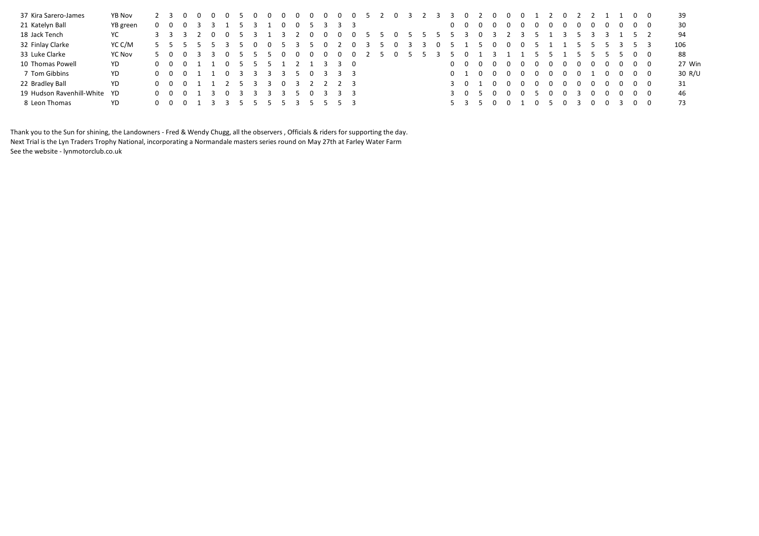| | | | | | | | | | | | | | | | | | | | | | | | | | | | | | | | | | | | | | | | | |
|---|---|---|---|---|---|---|---|---|---|---|---|---|---|---|---|---|---|---|---|---|---|---|---|---|---|---|---|---|---|---|---|---|---|---|---|---|---|---|---|---|
| 37 | Kira Sarero-James | YB Nov | 2 | 3 | 0 | 0 | 0 | 0 | 5 | 0 | 0 | 0 | 0 | 0 | 0 | 0 | 0 | 5 | 2 | 0 | 3 | 2 | 3 | 3 | 0 | 2 | 0 | 0 | 0 | 1 | 2 | 0 | 2 | 2 | 1 | 1 | 0 | 0 | 39 | |
| 21 | Katelyn Ball | YB green | 0 | 0 | 0 | 3 | 3 | 1 | 5 | 3 | 1 | 0 | 0 | 5 | 3 | 3 | 3 | | | | | | | 0 | 0 | 0 | 0 | 0 | 0 | 0 | 0 | 0 | 0 | 0 | 0 | 0 | 0 | 0 | 30 | |
| 18 | Jack Tench | YC | 3 | 3 | 3 | 2 | 0 | 0 | 5 | 3 | 1 | 3 | 2 | 0 | 0 | 0 | 0 | 5 | 5 | 0 | 5 | 5 | 5 | 5 | 3 | 0 | 3 | 2 | 3 | 5 | 1 | 3 | 5 | 3 | 3 | 1 | 5 | 2 | 94 | |
| 32 | Finlay Clarke | YC C/M | 5 | 5 | 5 | 5 | 5 | 3 | 5 | 0 | 0 | 5 | 3 | 5 | 0 | 2 | 0 | 3 | 5 | 0 | 3 | 3 | 0 | 5 | 1 | 5 | 0 | 0 | 0 | 5 | 1 | 1 | 5 | 5 | 5 | 3 | 5 | 3 | 106 | |
| 33 | Luke Clarke | YC Nov | 5 | 0 | 0 | 3 | 3 | 0 | 5 | 5 | 5 | 0 | 0 | 0 | 0 | 0 | 0 | 2 | 5 | 0 | 5 | 5 | 3 | 5 | 0 | 1 | 3 | 1 | 1 | 5 | 5 | 1 | 5 | 5 | 5 | 5 | 0 | 0 | 88 | |
| 10 | Thomas Powell | YD | 0 | 0 | 0 | 1 | 1 | 0 | 5 | 5 | 5 | 1 | 2 | 1 | 3 | 3 | 0 | | | | | | | 0 | 0 | 0 | 0 | 0 | 0 | 0 | 0 | 0 | 0 | 0 | 0 | 0 | 0 | 0 | 27 | Win |
| 7 | Tom Gibbins | YD | 0 | 0 | 0 | 1 | 1 | 0 | 3 | 3 | 3 | 3 | 5 | 0 | 3 | 3 | 3 | | | | | | | 0 | 1 | 0 | 0 | 0 | 0 | 0 | 0 | 0 | 0 | 1 | 0 | 0 | 0 | 0 | 30 | R/U |
| 22 | Bradley Ball | YD | 0 | 0 | 0 | 1 | 1 | 2 | 5 | 3 | 3 | 0 | 3 | 2 | 2 | 2 | 3 | | | | | | | 3 | 0 | 1 | 0 | 0 | 0 | 0 | 0 | 0 | 0 | 0 | 0 | 0 | 0 | 0 | 31 | |
| 19 | Hudson Ravenhill-White | YD | 0 | 0 | 0 | 1 | 3 | 0 | 3 | 3 | 3 | 3 | 5 | 0 | 3 | 3 | 3 | | | | | | | 3 | 0 | 5 | 0 | 0 | 0 | 5 | 0 | 0 | 3 | 0 | 0 | 0 | 0 | 0 | 46 | |
| 8 | Leon Thomas | YD | 0 | 0 | 0 | 1 | 3 | 3 | 5 | 5 | 5 | 5 | 3 | 5 | 5 | 5 | 3 | | | | | | | 5 | 3 | 5 | 0 | 0 | 1 | 0 | 5 | 0 | 3 | 0 | 0 | 3 | 0 | 0 | 73 | |

Thank you to the Sun for shining, the Landowners - Fred & Wendy Chugg, all the observers , Officials & riders for supporting the day.
Next Trial is the Lyn Traders Trophy National, incorporating a Normandale masters series round on May 27th at Farley Water Farm
See the website - lynmotorclub.co.uk